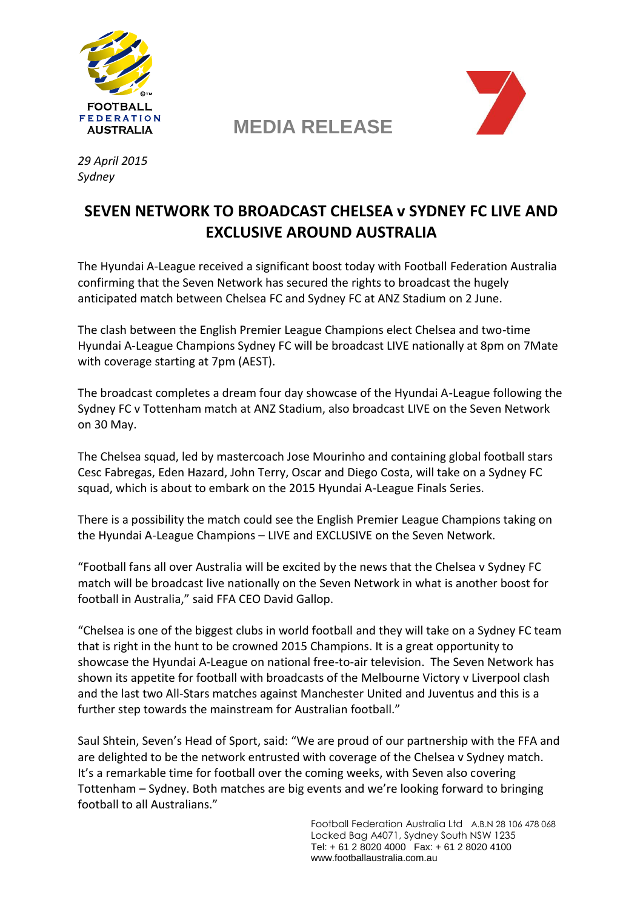FOOTBALL FEDERATION AUSTRALIA

MEDIA RELEASE

*29 April 2015*
*Sydney*

# SEVEN NETWORK TO BROADCAST CHELSEA v SYDNEY FC LIVE AND EXCLUSIVE AROUND AUSTRALIA

The Hyundai A-League received a significant boost today with Football Federation Australia confirming that the Seven Network has secured the rights to broadcast the hugely anticipated match between Chelsea FC and Sydney FC at ANZ Stadium on 2 June.

The clash between the English Premier League Champions elect Chelsea and two-time Hyundai A-League Champions Sydney FC will be broadcast LIVE nationally at 8pm on 7Mate with coverage starting at 7pm (AEST).

The broadcast completes a dream four day showcase of the Hyundai A-League following the Sydney FC v Tottenham match at ANZ Stadium, also broadcast LIVE on the Seven Network on 30 May.

The Chelsea squad, led by mastercoach Jose Mourinho and containing global football stars Cesc Fabregas, Eden Hazard, John Terry, Oscar and Diego Costa, will take on a Sydney FC squad, which is about to embark on the 2015 Hyundai A-League Finals Series.

There is a possibility the match could see the English Premier League Champions taking on the Hyundai A-League Champions – LIVE and EXCLUSIVE on the Seven Network.

"Football fans all over Australia will be excited by the news that the Chelsea v Sydney FC match will be broadcast live nationally on the Seven Network in what is another boost for football in Australia," said FFA CEO David Gallop.

"Chelsea is one of the biggest clubs in world football and they will take on a Sydney FC team that is right in the hunt to be crowned 2015 Champions. It is a great opportunity to showcase the Hyundai A-League on national free-to-air television. The Seven Network has shown its appetite for football with broadcasts of the Melbourne Victory v Liverpool clash and the last two All-Stars matches against Manchester United and Juventus and this is a further step towards the mainstream for Australian football."

Saul Shtein, Seven's Head of Sport, said: "We are proud of our partnership with the FFA and are delighted to be the network entrusted with coverage of the Chelsea v Sydney match. It's a remarkable time for football over the coming weeks, with Seven also covering Tottenham – Sydney. Both matches are big events and we're looking forward to bringing football to all Australians."

Football Federation Australia Ltd A.B.N 28 106 478 068
Locked Bag A4071, Sydney South NSW 1235
Tel: + 61 2 8020 4000 Fax: + 61 2 8020 4100
www.footballaustralia.com.au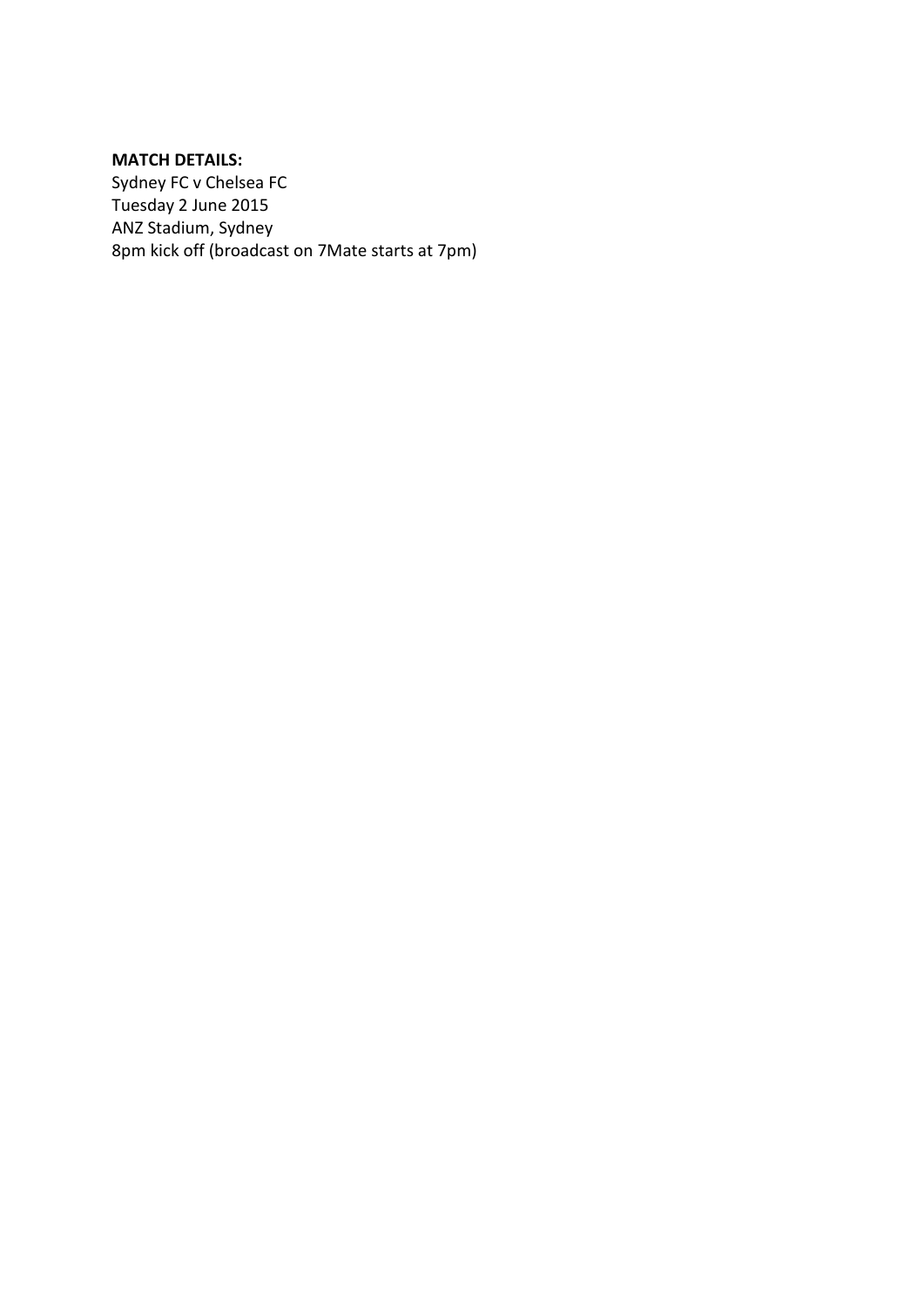**MATCH DETAILS:**
Sydney FC v Chelsea FC
Tuesday 2 June 2015
ANZ Stadium, Sydney
8pm kick off (broadcast on 7Mate starts at 7pm)